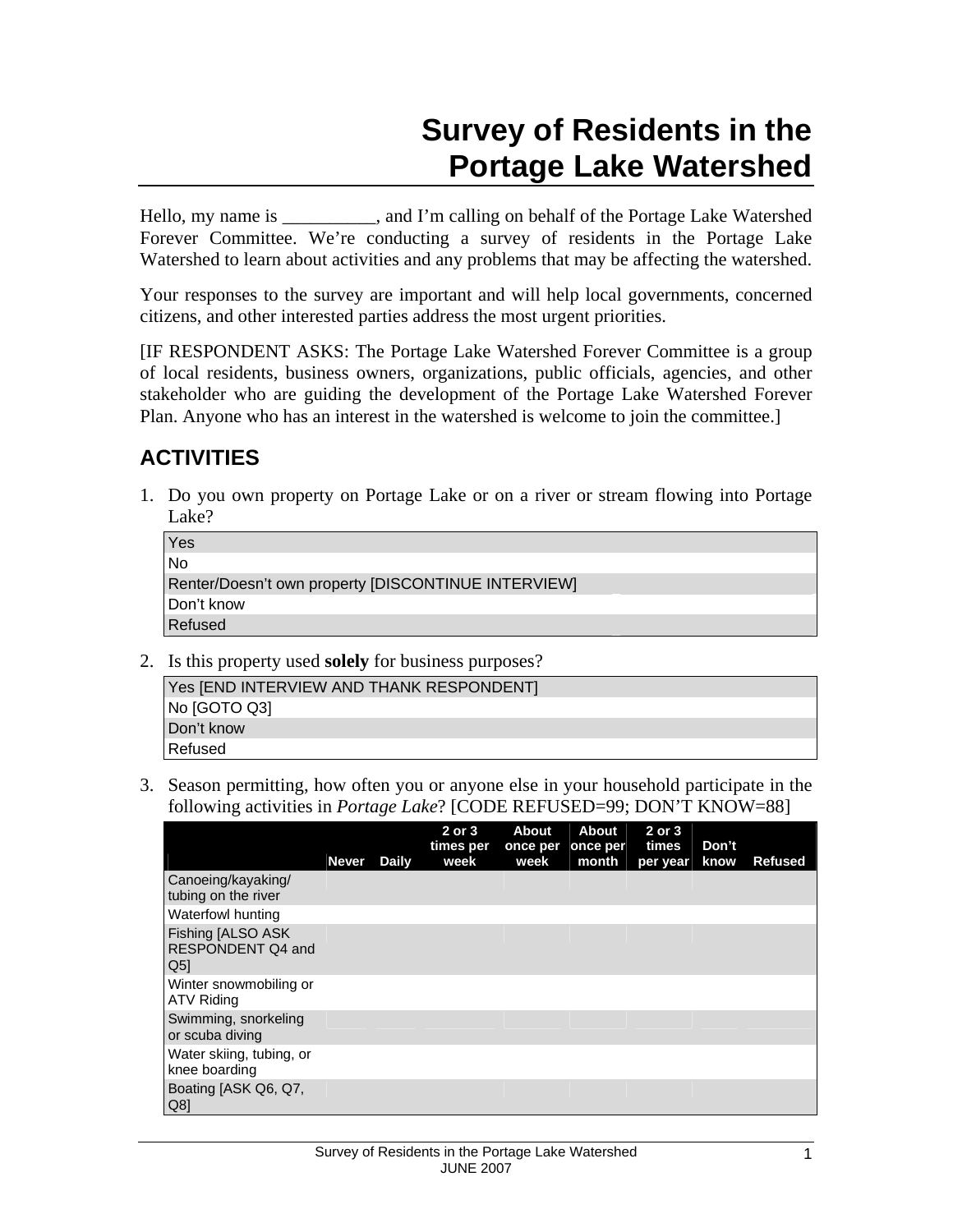# Survey of Residents in the Portage Lake Watershed

Hello, my name is __________, and I'm calling on behalf of the Portage Lake Watershed Forever Committee. We're conducting a survey of residents in the Portage Lake Watershed to learn about activities and any problems that may be affecting the watershed.

Your responses to the survey are important and will help local governments, concerned citizens, and other interested parties address the most urgent priorities.

[IF RESPONDENT ASKS: The Portage Lake Watershed Forever Committee is a group of local residents, business owners, organizations, public officials, agencies, and other stakeholder who are guiding the development of the Portage Lake Watershed Forever Plan. Anyone who has an interest in the watershed is welcome to join the committee.]

## ACTIVITIES

1. Do you own property on Portage Lake or on a river or stream flowing into Portage Lake?

| |
|---|
| Yes |
| No |
| Renter/Doesn't own property [DISCONTINUE INTERVIEW] |
| Don't know |
| Refused |

2. Is this property used **solely** for business purposes?

| |
|---|
| Yes [END INTERVIEW AND THANK RESPONDENT] |
| No [GOTO Q3] |
| Don't know |
| Refused |

3. Season permitting, how often you or anyone else in your household participate in the following activities in *Portage Lake*? [CODE REFUSED=99; DON'T KNOW=88]

| | Never | Daily | 2 or 3 times per week | About once per week | About once per month | 2 or 3 times per year | Don't know | Refused |
|---|---|---|---|---|---|---|---|---|
| Canoeing/kayaking/ tubing on the river | | | | | | | | |
| Waterfowl hunting | | | | | | | | |
| Fishing [ALSO ASK RESPONDENT Q4 and Q5] | | | | | | | | |
| Winter snowmobiling or ATV Riding | | | | | | | | |
| Swimming, snorkeling or scuba diving | | | | | | | | |
| Water skiing, tubing, or knee boarding | | | | | | | | |
| Boating [ASK Q6, Q7, Q8] | | | | | | | | |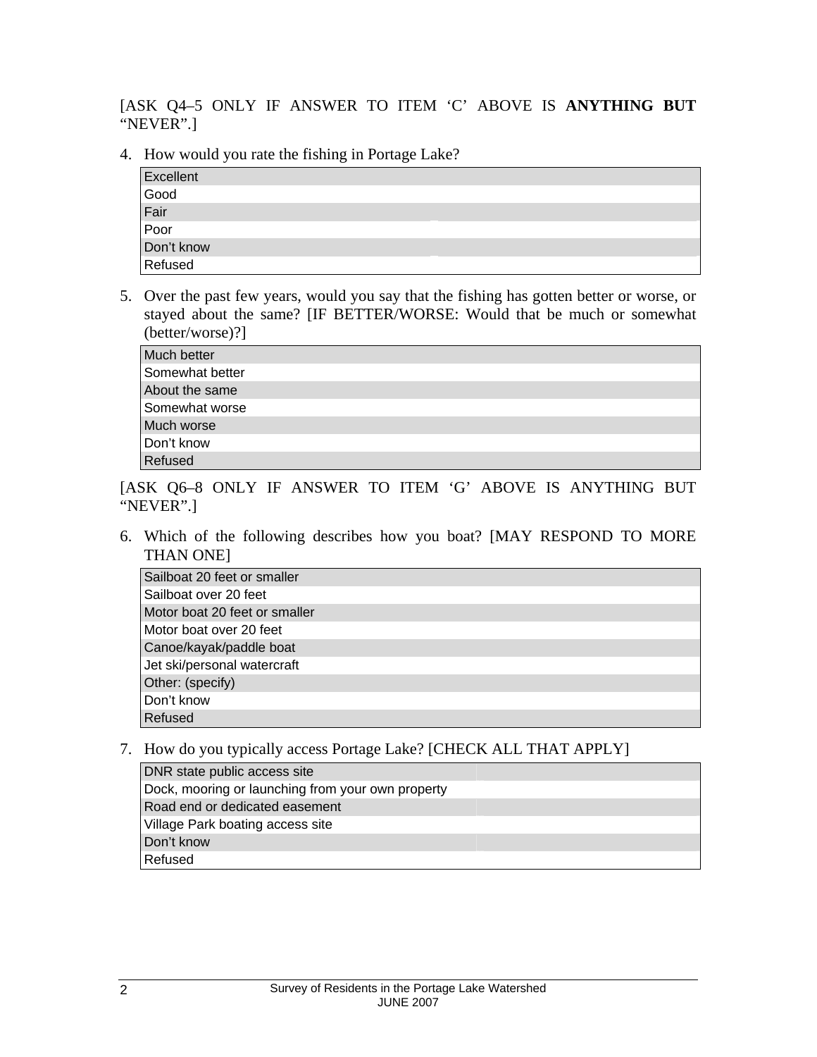[ASK Q4–5 ONLY IF ANSWER TO ITEM 'C' ABOVE IS **ANYTHING BUT** "NEVER".]

4. How would you rate the fishing in Portage Lake?

| |
|---|
| Excellent |
| Good |
| Fair |
| Poor |
| Don't know |
| Refused |

5. Over the past few years, would you say that the fishing has gotten better or worse, or stayed about the same? [IF BETTER/WORSE: Would that be much or somewhat (better/worse)?]

| |
|---|
| Much better |
| Somewhat better |
| About the same |
| Somewhat worse |
| Much worse |
| Don't know |
| Refused |

[ASK Q6–8 ONLY IF ANSWER TO ITEM 'G' ABOVE IS ANYTHING BUT "NEVER".]

6. Which of the following describes how you boat? [MAY RESPOND TO MORE THAN ONE]

| |
|---|
| Sailboat 20 feet or smaller |
| Sailboat over 20 feet |
| Motor boat 20 feet or smaller |
| Motor boat over 20 feet |
| Canoe/kayak/paddle boat |
| Jet ski/personal watercraft |
| Other: (specify) |
| Don't know |
| Refused |

7. How do you typically access Portage Lake? [CHECK ALL THAT APPLY]

| | |
|---|---|
| DNR state public access site | |
| Dock, mooring or launching from your own property | |
| Road end or dedicated easement | |
| Village Park boating access site | |
| Don't know | |
| Refused | |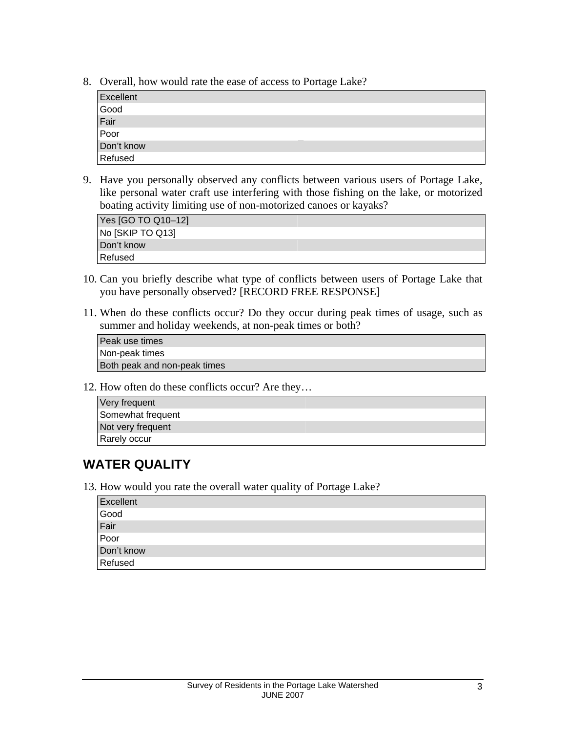8. Overall, how would rate the ease of access to Portage Lake?

| |
|---|
| Excellent |
| Good |
| Fair |
| Poor |
| Don't know |
| Refused |

9. Have you personally observed any conflicts between various users of Portage Lake, like personal water craft use interfering with those fishing on the lake, or motorized boating activity limiting use of non-motorized canoes or kayaks?

| | |
|---|---|
| Yes [GO TO Q10–12] | |
| No [SKIP TO Q13] | |
| Don't know | |
| Refused | |

10. Can you briefly describe what type of conflicts between users of Portage Lake that you have personally observed? [RECORD FREE RESPONSE]

11. When do these conflicts occur? Do they occur during peak times of usage, such as summer and holiday weekends, at non-peak times or both?

| |
|---|
| Peak use times |
| Non-peak times |
| Both peak and non-peak times |

12. How often do these conflicts occur? Are they…

| | |
|---|---|
| Very frequent | |
| Somewhat frequent | |
| Not very frequent | |
| Rarely occur | |

## WATER QUALITY

13. How would you rate the overall water quality of Portage Lake?

| |
|---|
| Excellent |
| Good |
| Fair |
| Poor |
| Don't know |
| Refused |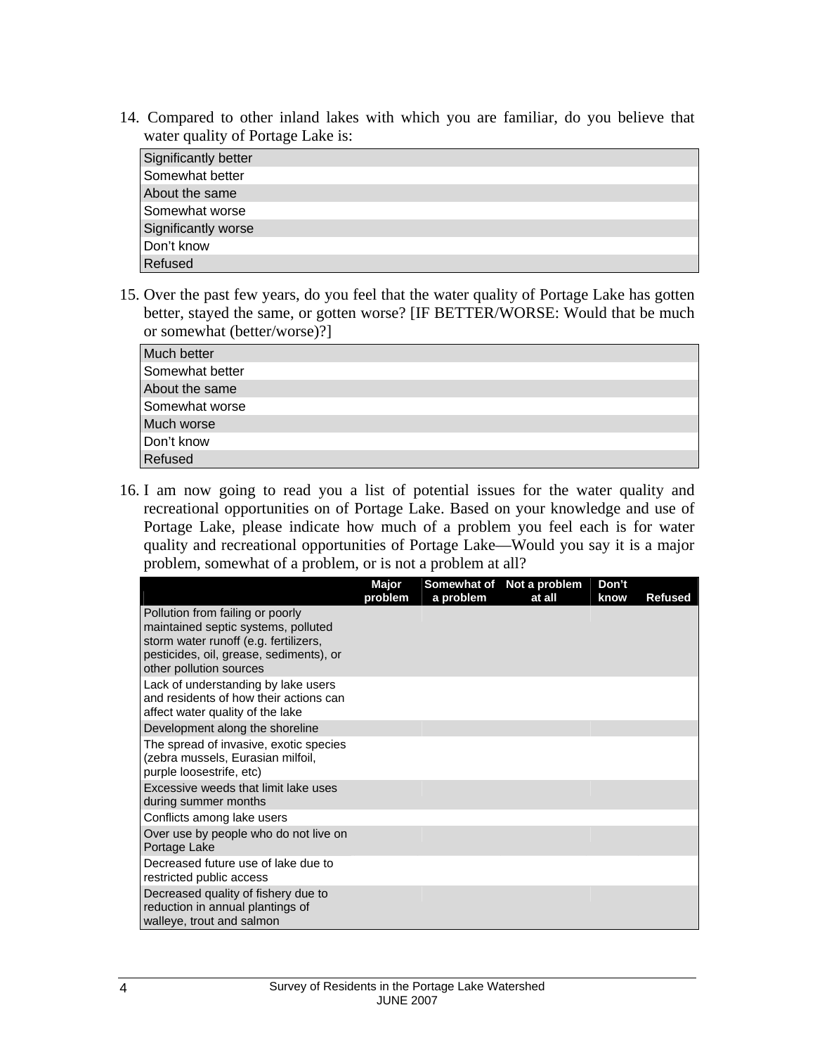14. Compared to other inland lakes with which you are familiar, do you believe that water quality of Portage Lake is:

| |
|---|
| Significantly better |
| Somewhat better |
| About the same |
| Somewhat worse |
| Significantly worse |
| Don't know |
| Refused |

15. Over the past few years, do you feel that the water quality of Portage Lake has gotten better, stayed the same, or gotten worse? [IF BETTER/WORSE: Would that be much or somewhat (better/worse)?]

| |
|---|
| Much better |
| Somewhat better |
| About the same |
| Somewhat worse |
| Much worse |
| Don't know |
| Refused |

16. I am now going to read you a list of potential issues for the water quality and recreational opportunities on of Portage Lake. Based on your knowledge and use of Portage Lake, please indicate how much of a problem you feel each is for water quality and recreational opportunities of Portage Lake—Would you say it is a major problem, somewhat of a problem, or is not a problem at all?

| | Major problem | Somewhat of a problem | Not a problem at all | Don't know | Refused |
|---|---|---|---|---|---|
| Pollution from failing or poorly maintained septic systems, polluted storm water runoff (e.g. fertilizers, pesticides, oil, grease, sediments), or other pollution sources | | | | | |
| Lack of understanding by lake users and residents of how their actions can affect water quality of the lake | | | | | |
| Development along the shoreline | | | | | |
| The spread of invasive, exotic species (zebra mussels, Eurasian milfoil, purple loosestrife, etc) | | | | | |
| Excessive weeds that limit lake uses during summer months | | | | | |
| Conflicts among lake users | | | | | |
| Over use by people who do not live on Portage Lake | | | | | |
| Decreased future use of lake due to restricted public access | | | | | |
| Decreased quality of fishery due to reduction in annual plantings of walleye, trout and salmon | | | | | |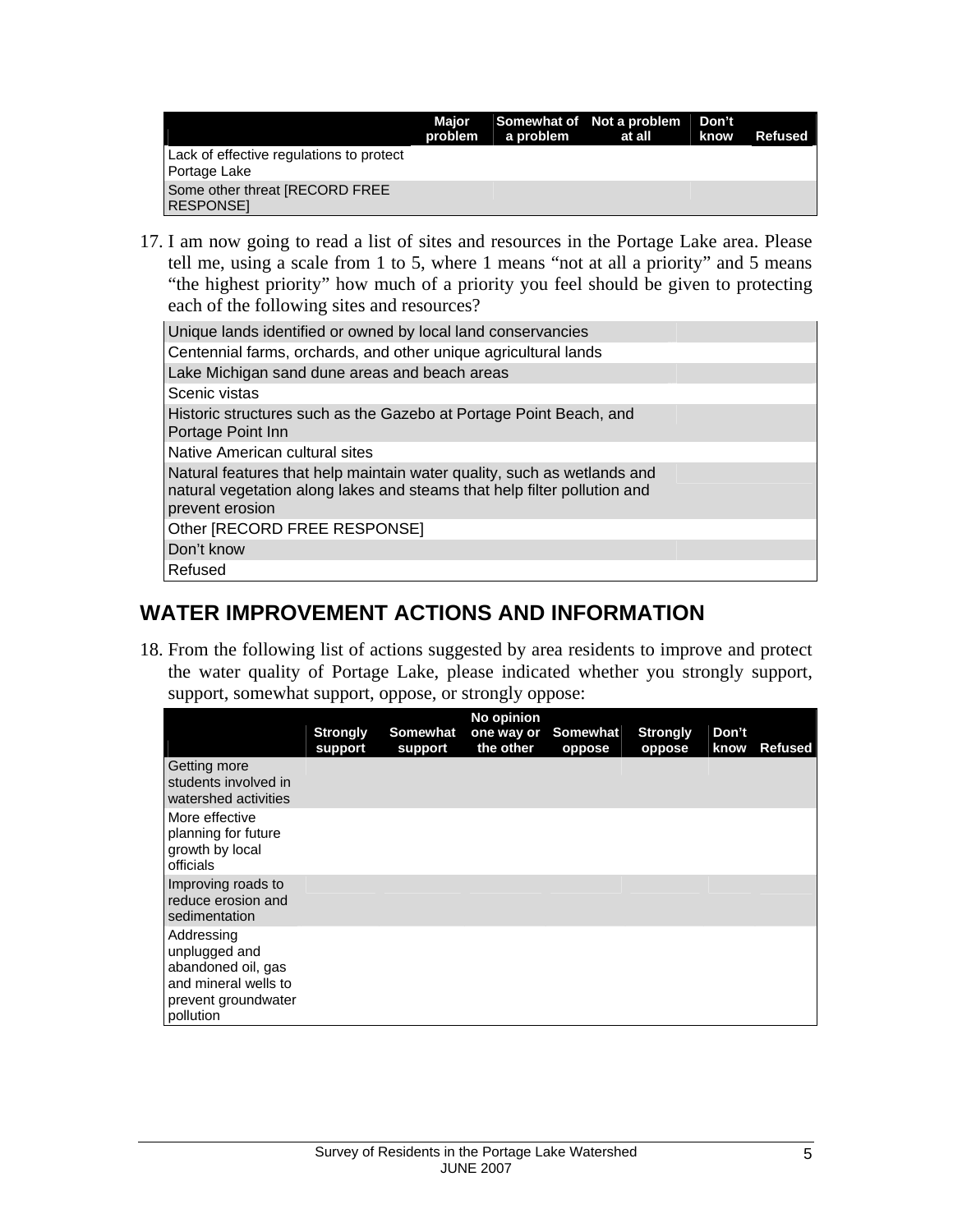| | Major problem | Somewhat of a problem | Not a problem at all | Don't know | Refused |
|---|---|---|---|---|---|
| Lack of effective regulations to protect Portage Lake | | | | | |
| Some other threat [RECORD FREE RESPONSE] | | | | | |

17. I am now going to read a list of sites and resources in the Portage Lake area. Please tell me, using a scale from 1 to 5, where 1 means "not at all a priority" and 5 means "the highest priority" how much of a priority you feel should be given to protecting each of the following sites and resources?

| | |
|---|---|
| Unique lands identified or owned by local land conservancies | |
| Centennial farms, orchards, and other unique agricultural lands | |
| Lake Michigan sand dune areas and beach areas | |
| Scenic vistas | |
| Historic structures such as the Gazebo at Portage Point Beach, and Portage Point Inn | |
| Native American cultural sites | |
| Natural features that help maintain water quality, such as wetlands and natural vegetation along lakes and steams that help filter pollution and prevent erosion | |
| Other [RECORD FREE RESPONSE] | |
| Don't know | |
| Refused | |

## WATER IMPROVEMENT ACTIONS AND INFORMATION

18. From the following list of actions suggested by area residents to improve and protect the water quality of Portage Lake, please indicated whether you strongly support, support, somewhat support, oppose, or strongly oppose:

| | Strongly support | Somewhat support | No opinion one way or the other | Somewhat oppose | Strongly oppose | Don't know | Refused |
|---|---|---|---|---|---|---|---|
| Getting more students involved in watershed activities | | | | | | | |
| More effective planning for future growth by local officials | | | | | | | |
| Improving roads to reduce erosion and sedimentation | | | | | | | |
| Addressing unplugged and abandoned oil, gas and mineral wells to prevent groundwater pollution | | | | | | | |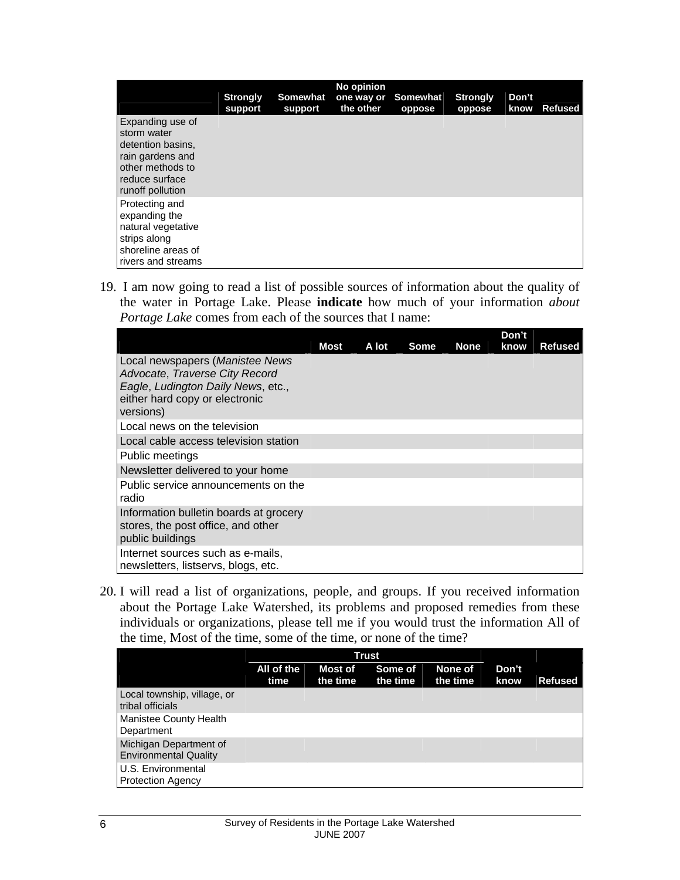| | Strongly support | Somewhat support | No opinion one way or the other | Somewhat oppose | Strongly oppose | Don't know | Refused |
|---|---|---|---|---|---|---|---|
| Expanding use of storm water detention basins, rain gardens and other methods to reduce surface runoff pollution | | | | | | | |
| Protecting and expanding the natural vegetative strips along shoreline areas of rivers and streams | | | | | | | |

19. I am now going to read a list of possible sources of information about the quality of the water in Portage Lake. Please **indicate** how much of your information *about Portage Lake* comes from each of the sources that I name:

| | Most | A lot | Some | None | Don't know | Refused |
|---|---|---|---|---|---|---|
| Local newspapers (*Manistee News Advocate*, *Traverse City Record Eagle*, *Ludington Daily News*, etc., either hard copy or electronic versions) | | | | | | |
| Local news on the television | | | | | | |
| Local cable access television station | | | | | | |
| Public meetings | | | | | | |
| Newsletter delivered to your home | | | | | | |
| Public service announcements on the radio | | | | | | |
| Information bulletin boards at grocery stores, the post office, and other public buildings | | | | | | |
| Internet sources such as e-mails, newsletters, listservs, blogs, etc. | | | | | | |

20. I will read a list of organizations, people, and groups. If you received information about the Portage Lake Watershed, its problems and proposed remedies from these individuals or organizations, please tell me if you would trust the information All of the time, Most of the time, some of the time, or none of the time?

| | Trust | | | | | |
|---|---|---|---|---|---|---|
| | All of the time | Most of the time | Some of the time | None of the time | Don't know | Refused |
| Local township, village, or tribal officials | | | | | | |
| Manistee County Health Department | | | | | | |
| Michigan Department of Environmental Quality | | | | | | |
| U.S. Environmental Protection Agency | | | | | | |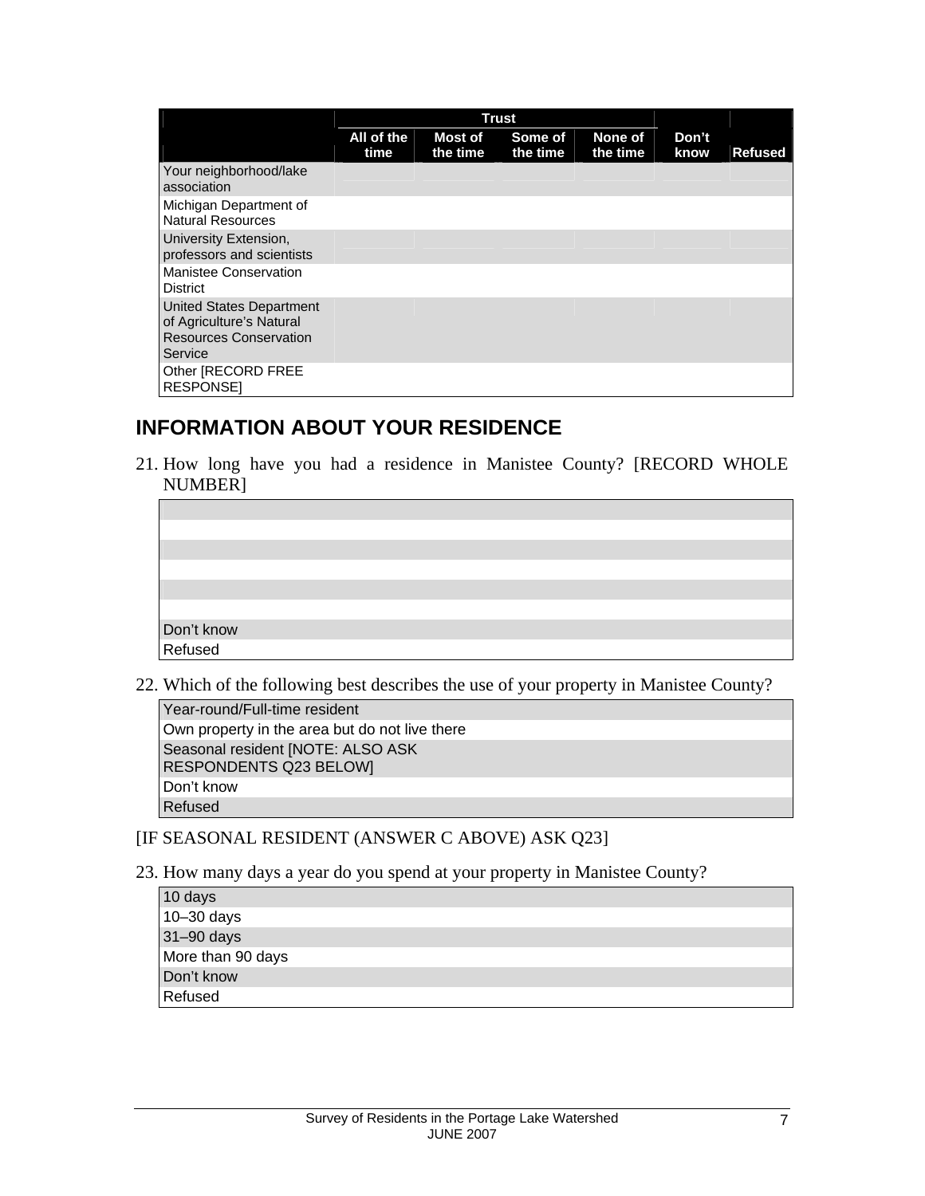| | Trust | | | | | |
|---|---|---|---|---|---|---|
| | All of the time | Most of the time | Some of the time | None of the time | Don't know | Refused |
| Your neighborhood/lake association | | | | | | |
| Michigan Department of Natural Resources | | | | | | |
| University Extension, professors and scientists | | | | | | |
| Manistee Conservation District | | | | | | |
| United States Department of Agriculture's Natural Resources Conservation Service | | | | | | |
| Other [RECORD FREE RESPONSE] | | | | | | |

## INFORMATION ABOUT YOUR RESIDENCE

21. How long have you had a residence in Manistee County? [RECORD WHOLE NUMBER]

| |
|---|
| |
| |
| |
| |
| |
| |
| Don't know |
| Refused |

22. Which of the following best describes the use of your property in Manistee County?

| |
|---|
| Year-round/Full-time resident |
| Own property in the area but do not live there |
| Seasonal resident [NOTE: ALSO ASK RESPONDENTS Q23 BELOW] |
| Don't know |
| Refused |

[IF SEASONAL RESIDENT (ANSWER C ABOVE) ASK Q23]

23. How many days a year do you spend at your property in Manistee County?

| |
|---|
| 10 days |
| 10–30 days |
| 31–90 days |
| More than 90 days |
| Don't know |
| Refused |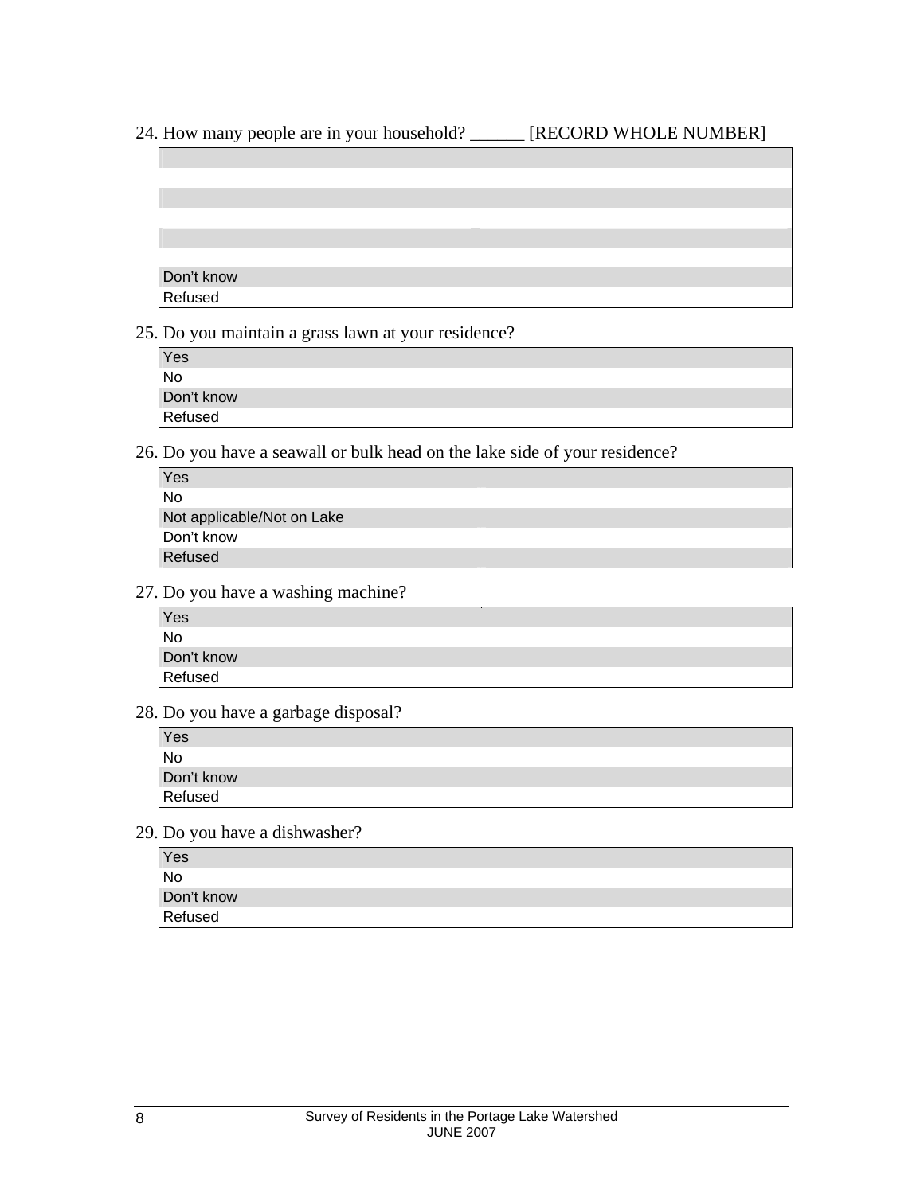24. How many people are in your household? ______ [RECORD WHOLE NUMBER]

| |
|---|
| |
| |
| |
| |
| |
| Don't know |
| Refused |

25. Do you maintain a grass lawn at your residence?

| |
|---|
| Yes |
| No |
| Don't know |
| Refused |

26. Do you have a seawall or bulk head on the lake side of your residence?

| |
|---|
| Yes |
| No |
| Not applicable/Not on Lake |
| Don't know |
| Refused |

27. Do you have a washing machine?

| |
|---|
| Yes |
| No |
| Don't know |
| Refused |

28. Do you have a garbage disposal?

| |
|---|
| Yes |
| No |
| Don't know |
| Refused |

29. Do you have a dishwasher?

| |
|---|
| Yes |
| No |
| Don't know |
| Refused |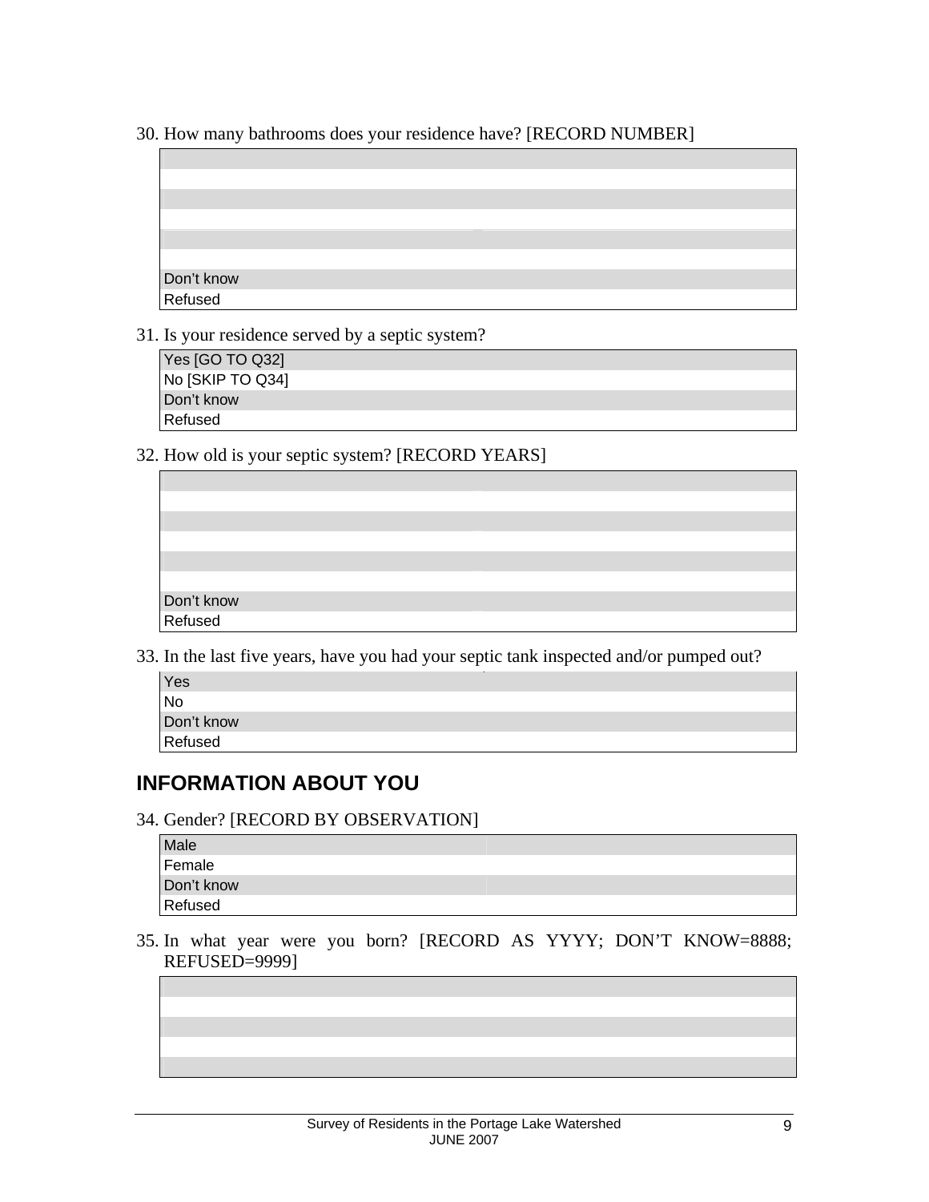30. How many bathrooms does your residence have? [RECORD NUMBER]

| |
|---|
| |
| |
| |
| |
| |
| |
| Don't know |
| Refused |

31. Is your residence served by a septic system?

| |
|---|
| Yes [GO TO Q32] |
| No [SKIP TO Q34] |
| Don't know |
| Refused |

32. How old is your septic system? [RECORD YEARS]

| |
|---|
| |
| |
| |
| |
| |
| |
| Don't know |
| Refused |

33. In the last five years, have you had your septic tank inspected and/or pumped out?

| |
|---|
| Yes |
| No |
| Don't know |
| Refused |

## INFORMATION ABOUT YOU

34. Gender? [RECORD BY OBSERVATION]

| | |
|---|---|
| Male | |
| Female | |
| Don't know | |
| Refused | |

35. In what year were you born? [RECORD AS YYYY; DON'T KNOW=8888; REFUSED=9999]

| |
|---|
| |
| |
| |
| |
| |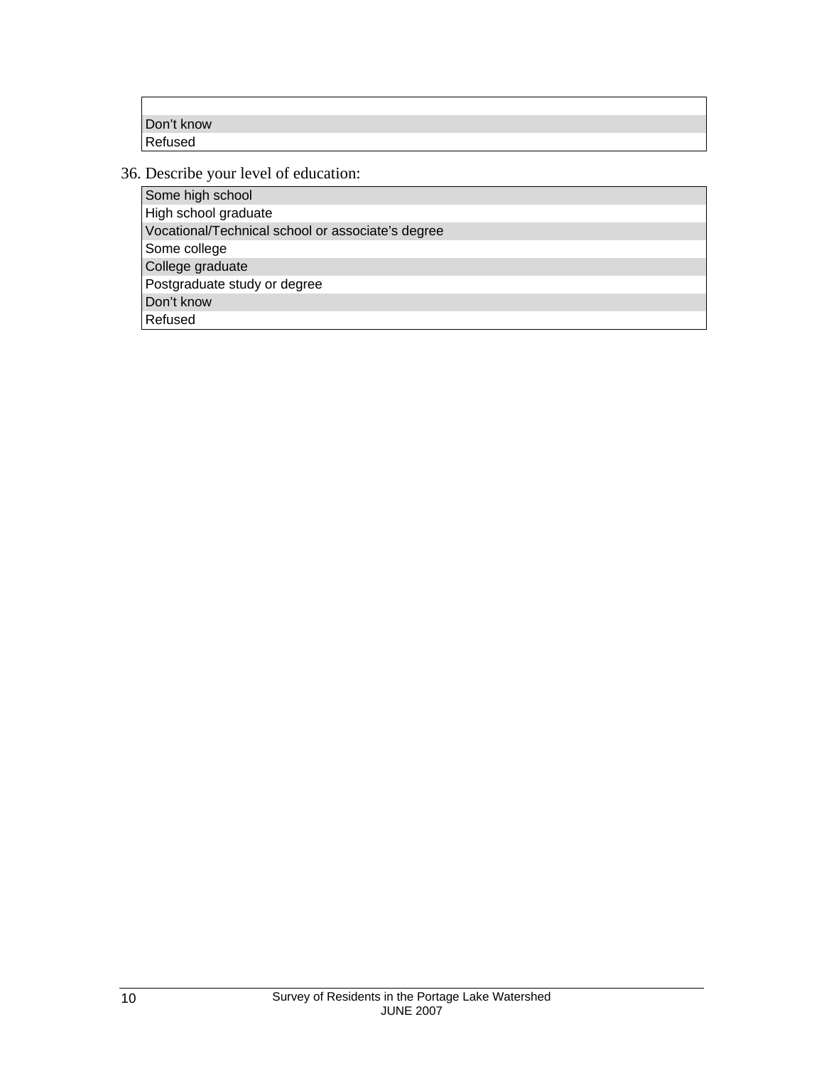| |
|---|
| |
| Don't know |
| Refused |

36. Describe your level of education:

| |
|---|
| Some high school |
| High school graduate |
| Vocational/Technical school or associate's degree |
| Some college |
| College graduate |
| Postgraduate study or degree |
| Don't know |
| Refused |